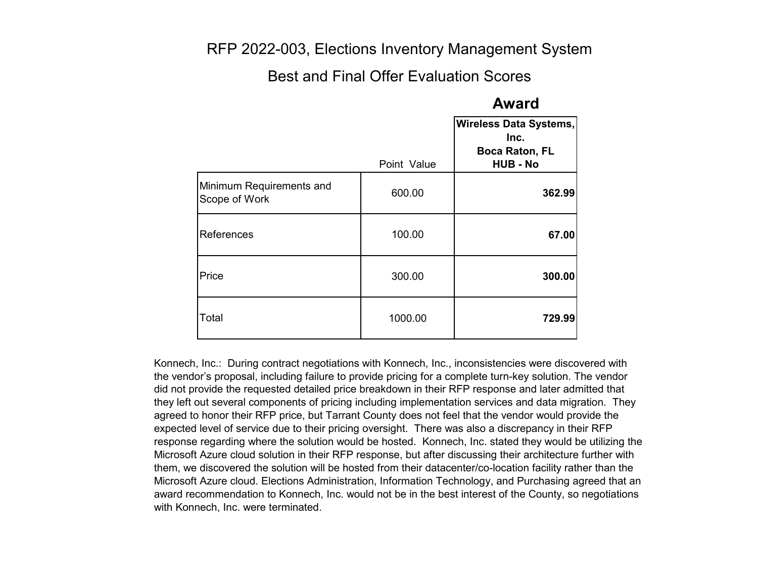# RFP 2022-003, Elections Inventory Management System

## Best and Final Offer Evaluation Scores

| | Point Value | **Award**<br>**Wireless Data Systems, Inc.**<br>**Boca Raton, FL**<br>**HUB - No** |
|---|---|---|
| Minimum Requirements and Scope of Work | 600.00 | **362.99** |
| References | 100.00 | **67.00** |
| Price | 300.00 | **300.00** |
| Total | 1000.00 | **729.99** |

Konnech, Inc.: During contract negotiations with Konnech, Inc., inconsistencies were discovered with the vendor's proposal, including failure to provide pricing for a complete turn-key solution. The vendor did not provide the requested detailed price breakdown in their RFP response and later admitted that they left out several components of pricing including implementation services and data migration. They agreed to honor their RFP price, but Tarrant County does not feel that the vendor would provide the expected level of service due to their pricing oversight. There was also a discrepancy in their RFP response regarding where the solution would be hosted. Konnech, Inc. stated they would be utilizing the Microsoft Azure cloud solution in their RFP response, but after discussing their architecture further with them, we discovered the solution will be hosted from their datacenter/co-location facility rather than the Microsoft Azure cloud. Elections Administration, Information Technology, and Purchasing agreed that an award recommendation to Konnech, Inc. would not be in the best interest of the County, so negotiations with Konnech, Inc. were terminated.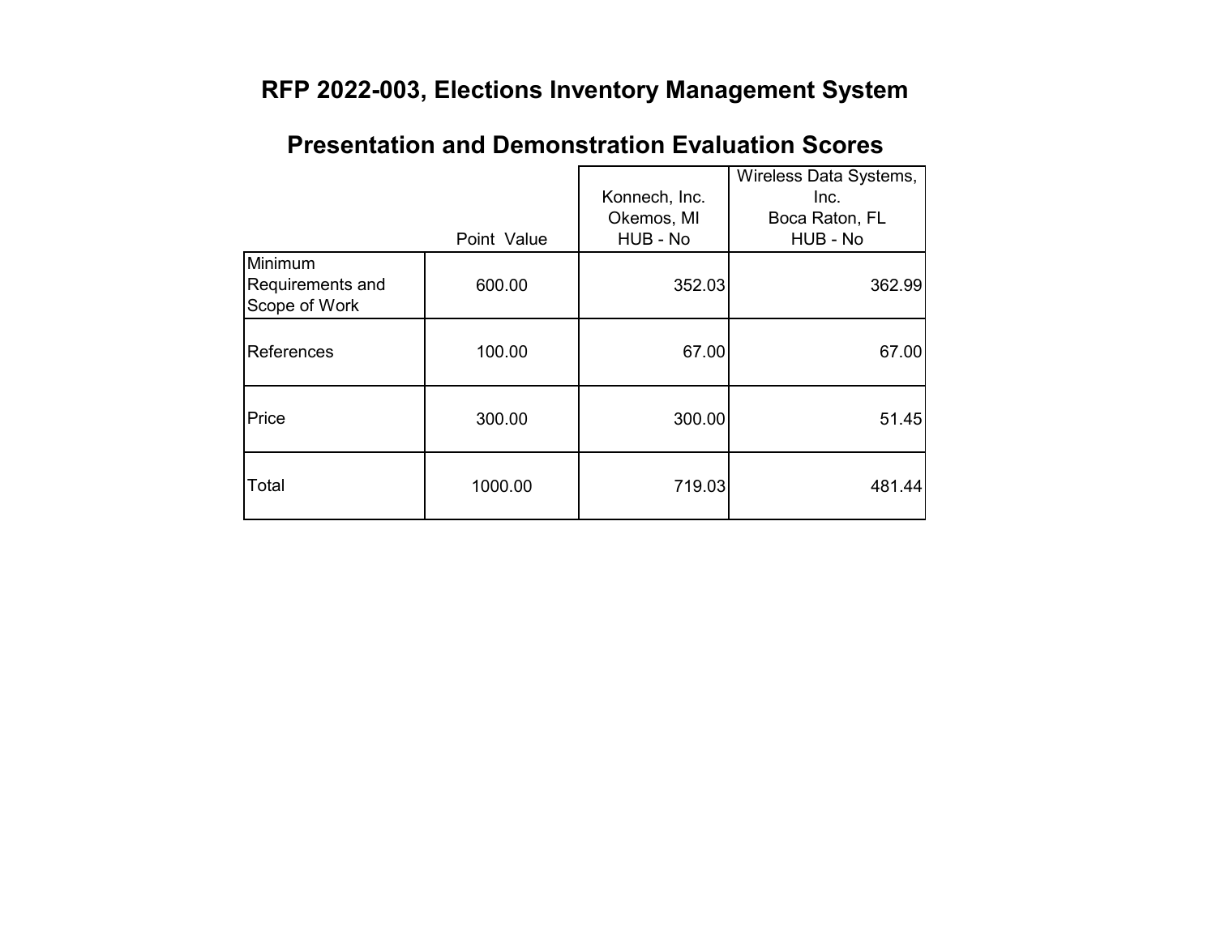# RFP 2022-003, Elections Inventory Management System

## Presentation and Demonstration Evaluation Scores

| | Point Value | Konnech, Inc.<br>Okemos, MI<br>HUB - No | Wireless Data Systems, Inc.<br>Boca Raton, FL<br>HUB - No |
|---|---|---|---|
| Minimum Requirements and Scope of Work | 600.00 | 352.03 | 362.99 |
| References | 100.00 | 67.00 | 67.00 |
| Price | 300.00 | 300.00 | 51.45 |
| Total | 1000.00 | 719.03 | 481.44 |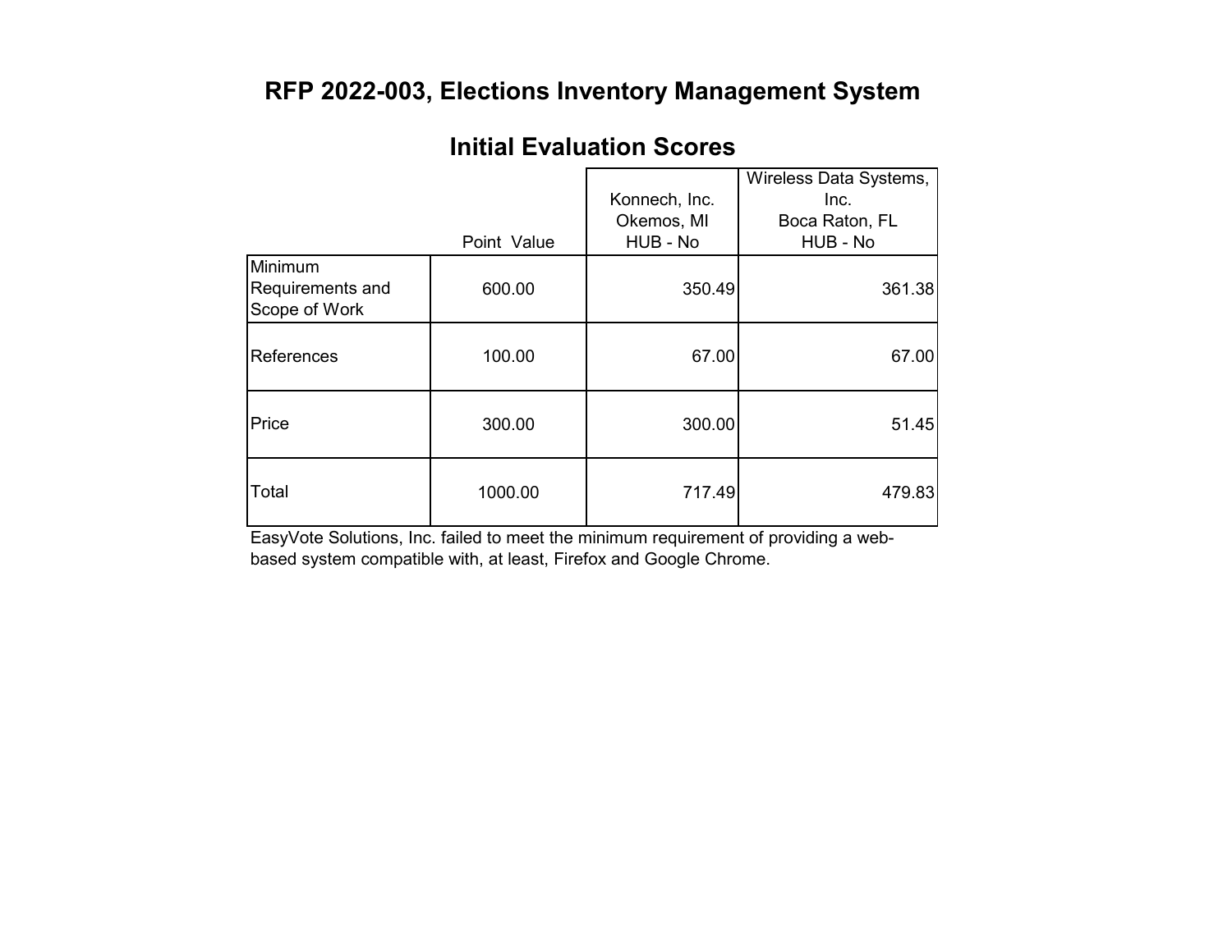# RFP 2022-003, Elections Inventory Management System

## Initial Evaluation Scores

| | Point Value | Konnech, Inc.<br>Okemos, MI<br>HUB - No | Wireless Data Systems, Inc.<br>Boca Raton, FL<br>HUB - No |
|---|---|---|---|
| Minimum Requirements and Scope of Work | 600.00 | 350.49 | 361.38 |
| References | 100.00 | 67.00 | 67.00 |
| Price | 300.00 | 300.00 | 51.45 |
| Total | 1000.00 | 717.49 | 479.83 |

EasyVote Solutions, Inc. failed to meet the minimum requirement of providing a web-based system compatible with, at least, Firefox and Google Chrome.